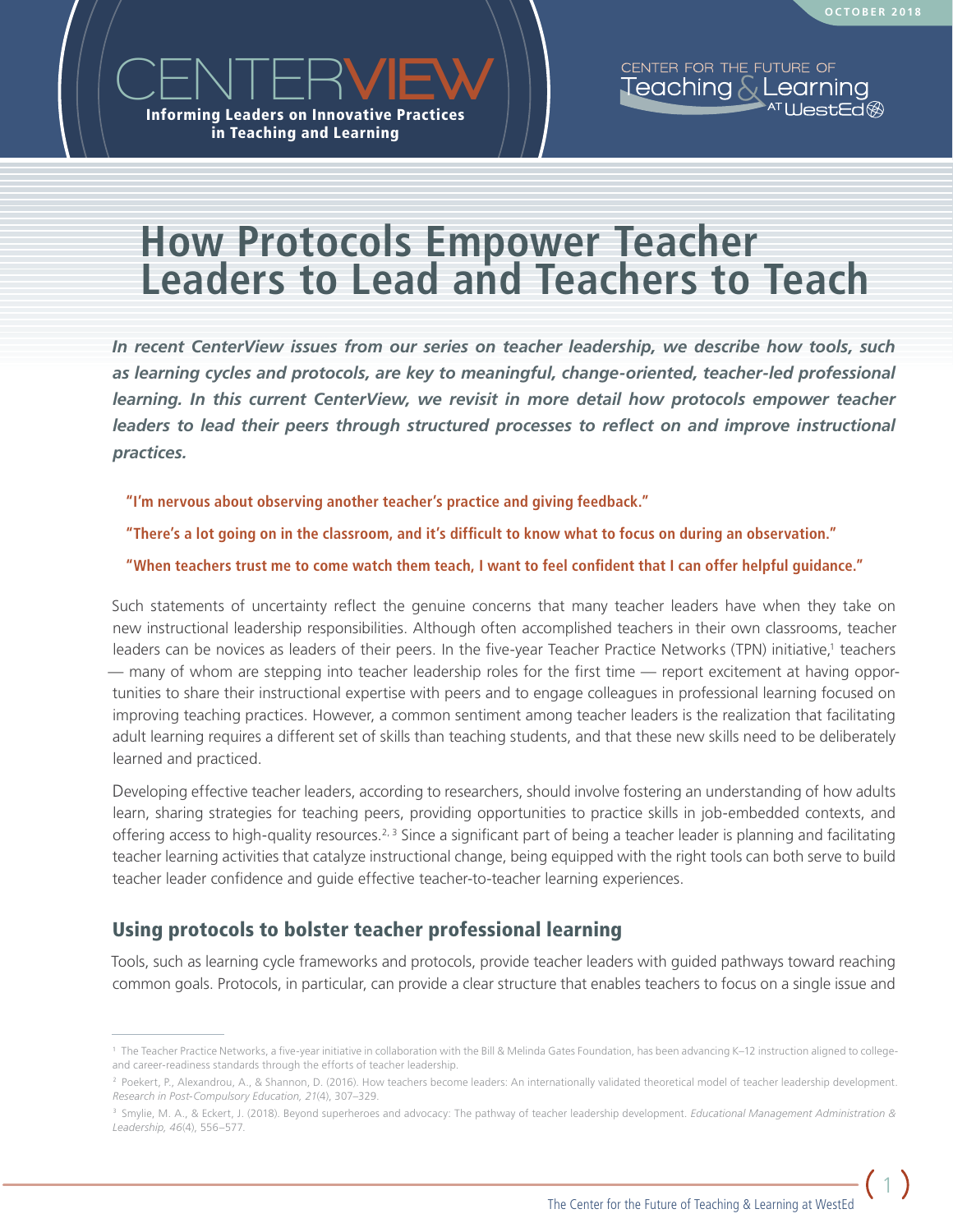# How Protocols Empower Teacher Leaders to Lead and Teachers to Teach

***In recent CenterView issues from our series on teacher leadership, we describe how tools, such as learning cycles and protocols, are key to meaningful, change-oriented, teacher-led professional learning. In this current CenterView, we revisit in more detail how protocols empower teacher leaders to lead their peers through structured processes to reflect on and improve instructional practices.***

**"I'm nervous about observing another teacher's practice and giving feedback."**

**"There's a lot going on in the classroom, and it's difficult to know what to focus on during an observation."**

**"When teachers trust me to come watch them teach, I want to feel confident that I can offer helpful guidance."**

Such statements of uncertainty reflect the genuine concerns that many teacher leaders have when they take on new instructional leadership responsibilities. Although often accomplished teachers in their own classrooms, teacher leaders can be novices as leaders of their peers. In the five-year Teacher Practice Networks (TPN) initiative,[1] teachers — many of whom are stepping into teacher leadership roles for the first time — report excitement at having opportunities to share their instructional expertise with peers and to engage colleagues in professional learning focused on improving teaching practices. However, a common sentiment among teacher leaders is the realization that facilitating adult learning requires a different set of skills than teaching students, and that these new skills need to be deliberately learned and practiced.

Developing effective teacher leaders, according to researchers, should involve fostering an understanding of how adults learn, sharing strategies for teaching peers, providing opportunities to practice skills in job-embedded contexts, and offering access to high-quality resources.[2, 3] Since a significant part of being a teacher leader is planning and facilitating teacher learning activities that catalyze instructional change, being equipped with the right tools can both serve to build teacher leader confidence and guide effective teacher-to-teacher learning experiences.

## Using protocols to bolster teacher professional learning

Tools, such as learning cycle frameworks and protocols, provide teacher leaders with guided pathways toward reaching common goals. Protocols, in particular, can provide a clear structure that enables teachers to focus on a single issue and

---

[1] The Teacher Practice Networks, a five-year initiative in collaboration with the Bill & Melinda Gates Foundation, has been advancing K–12 instruction aligned to college- and career-readiness standards through the efforts of teacher leadership.

[2] Poekert, P., Alexandrou, A., & Shannon, D. (2016). How teachers become leaders: An internationally validated theoretical model of teacher leadership development. *Research in Post-Compulsory Education, 21*(4), 307–329.

[3] Smylie, M. A., & Eckert, J. (2018). Beyond superheroes and advocacy: The pathway of teacher leadership development. *Educational Management Administration & Leadership, 46*(4), 556–577.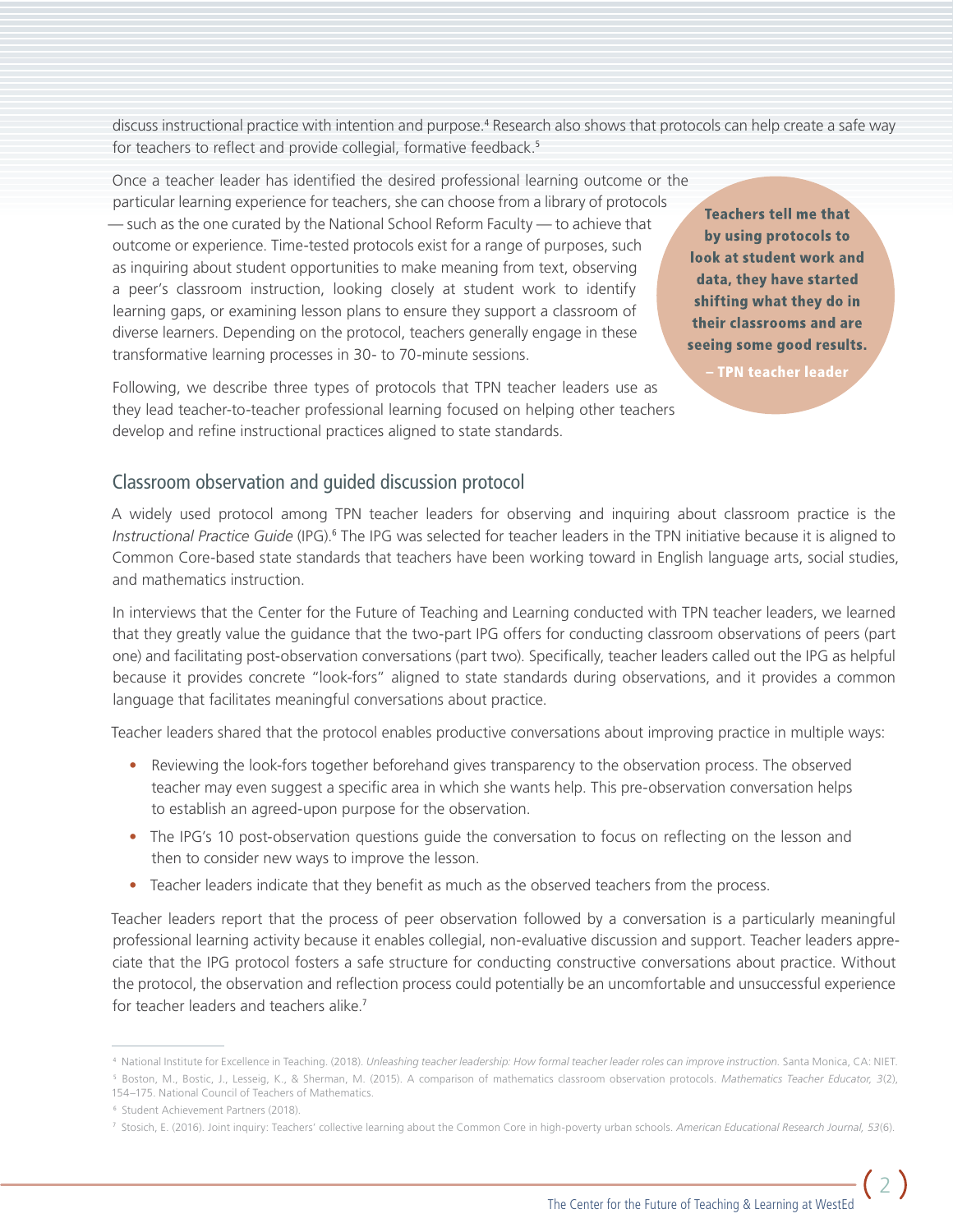discuss instructional practice with intention and purpose.[4] Research also shows that protocols can help create a safe way for teachers to reflect and provide collegial, formative feedback.[5]

Once a teacher leader has identified the desired professional learning outcome or the particular learning experience for teachers, she can choose from a library of protocols — such as the one curated by the National School Reform Faculty — to achieve that outcome or experience. Time-tested protocols exist for a range of purposes, such as inquiring about student opportunities to make meaning from text, observing a peer's classroom instruction, looking closely at student work to identify learning gaps, or examining lesson plans to ensure they support a classroom of diverse learners. Depending on the protocol, teachers generally engage in these transformative learning processes in 30- to 70-minute sessions.

> **Teachers tell me that by using protocols to look at student work and data, they have started shifting what they do in their classrooms and are seeing some good results.**
>
> **– TPN teacher leader**

Following, we describe three types of protocols that TPN teacher leaders use as they lead teacher-to-teacher professional learning focused on helping other teachers develop and refine instructional practices aligned to state standards.

## Classroom observation and guided discussion protocol

A widely used protocol among TPN teacher leaders for observing and inquiring about classroom practice is the *Instructional Practice Guide* (IPG).[6] The IPG was selected for teacher leaders in the TPN initiative because it is aligned to Common Core-based state standards that teachers have been working toward in English language arts, social studies, and mathematics instruction.

In interviews that the Center for the Future of Teaching and Learning conducted with TPN teacher leaders, we learned that they greatly value the guidance that the two-part IPG offers for conducting classroom observations of peers (part one) and facilitating post-observation conversations (part two). Specifically, teacher leaders called out the IPG as helpful because it provides concrete "look-fors" aligned to state standards during observations, and it provides a common language that facilitates meaningful conversations about practice.

Teacher leaders shared that the protocol enables productive conversations about improving practice in multiple ways:

- Reviewing the look-fors together beforehand gives transparency to the observation process. The observed teacher may even suggest a specific area in which she wants help. This pre-observation conversation helps to establish an agreed-upon purpose for the observation.
- The IPG's 10 post-observation questions guide the conversation to focus on reflecting on the lesson and then to consider new ways to improve the lesson.
- Teacher leaders indicate that they benefit as much as the observed teachers from the process.

Teacher leaders report that the process of peer observation followed by a conversation is a particularly meaningful professional learning activity because it enables collegial, non-evaluative discussion and support. Teacher leaders appreciate that the IPG protocol fosters a safe structure for conducting constructive conversations about practice. Without the protocol, the observation and reflection process could potentially be an uncomfortable and unsuccessful experience for teacher leaders and teachers alike.[7]

---

[4] National Institute for Excellence in Teaching. (2018). *Unleashing teacher leadership: How formal teacher leader roles can improve instruction*. Santa Monica, CA: NIET.

[5] Boston, M., Bostic, J., Lesseig, K., & Sherman, M. (2015). A comparison of mathematics classroom observation protocols. *Mathematics Teacher Educator, 3*(2), 154–175. National Council of Teachers of Mathematics.

[6] Student Achievement Partners (2018).

[7] Stosich, E. (2016). Joint inquiry: Teachers' collective learning about the Common Core in high-poverty urban schools. *American Educational Research Journal, 53*(6).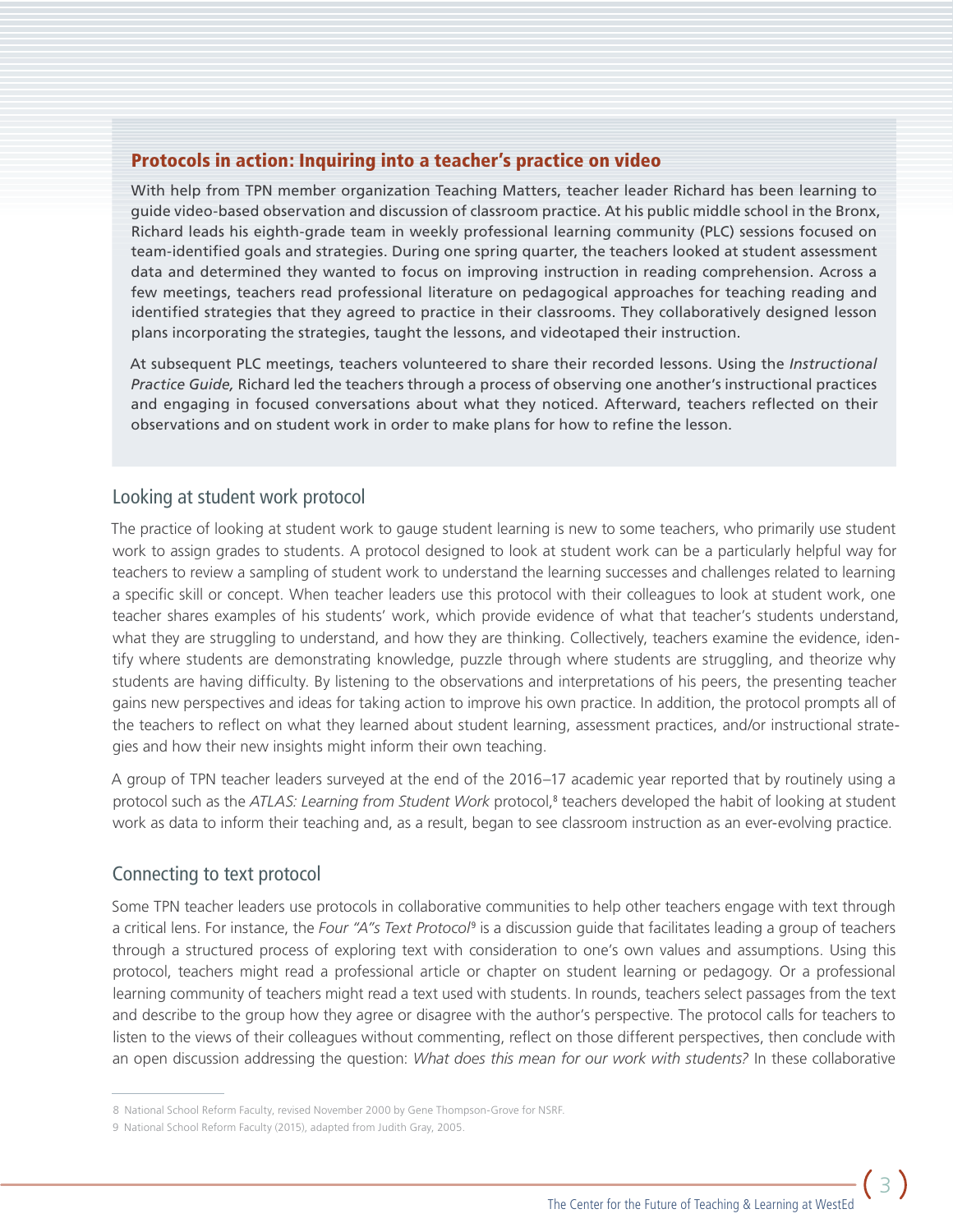### Protocols in action: Inquiring into a teacher's practice on video

With help from TPN member organization Teaching Matters, teacher leader Richard has been learning to guide video-based observation and discussion of classroom practice. At his public middle school in the Bronx, Richard leads his eighth-grade team in weekly professional learning community (PLC) sessions focused on team-identified goals and strategies. During one spring quarter, the teachers looked at student assessment data and determined they wanted to focus on improving instruction in reading comprehension. Across a few meetings, teachers read professional literature on pedagogical approaches for teaching reading and identified strategies that they agreed to practice in their classrooms. They collaboratively designed lesson plans incorporating the strategies, taught the lessons, and videotaped their instruction.

At subsequent PLC meetings, teachers volunteered to share their recorded lessons. Using the *Instructional Practice Guide,* Richard led the teachers through a process of observing one another's instructional practices and engaging in focused conversations about what they noticed. Afterward, teachers reflected on their observations and on student work in order to make plans for how to refine the lesson.

## Looking at student work protocol

The practice of looking at student work to gauge student learning is new to some teachers, who primarily use student work to assign grades to students. A protocol designed to look at student work can be a particularly helpful way for teachers to review a sampling of student work to understand the learning successes and challenges related to learning a specific skill or concept. When teacher leaders use this protocol with their colleagues to look at student work, one teacher shares examples of his students' work, which provide evidence of what that teacher's students understand, what they are struggling to understand, and how they are thinking. Collectively, teachers examine the evidence, identify where students are demonstrating knowledge, puzzle through where students are struggling, and theorize why students are having difficulty. By listening to the observations and interpretations of his peers, the presenting teacher gains new perspectives and ideas for taking action to improve his own practice. In addition, the protocol prompts all of the teachers to reflect on what they learned about student learning, assessment practices, and/or instructional strategies and how their new insights might inform their own teaching.

A group of TPN teacher leaders surveyed at the end of the 2016–17 academic year reported that by routinely using a protocol such as the *ATLAS: Learning from Student Work* protocol,[8] teachers developed the habit of looking at student work as data to inform their teaching and, as a result, began to see classroom instruction as an ever-evolving practice.

## Connecting to text protocol

Some TPN teacher leaders use protocols in collaborative communities to help other teachers engage with text through a critical lens. For instance, the *Four "A"s Text Protocol*[9] is a discussion guide that facilitates leading a group of teachers through a structured process of exploring text with consideration to one's own values and assumptions. Using this protocol, teachers might read a professional article or chapter on student learning or pedagogy. Or a professional learning community of teachers might read a text used with students. In rounds, teachers select passages from the text and describe to the group how they agree or disagree with the author's perspective. The protocol calls for teachers to listen to the views of their colleagues without commenting, reflect on those different perspectives, then conclude with an open discussion addressing the question: *What does this mean for our work with students?* In these collaborative

8 National School Reform Faculty, revised November 2000 by Gene Thompson-Grove for NSRF.

9 National School Reform Faculty (2015), adapted from Judith Gray, 2005.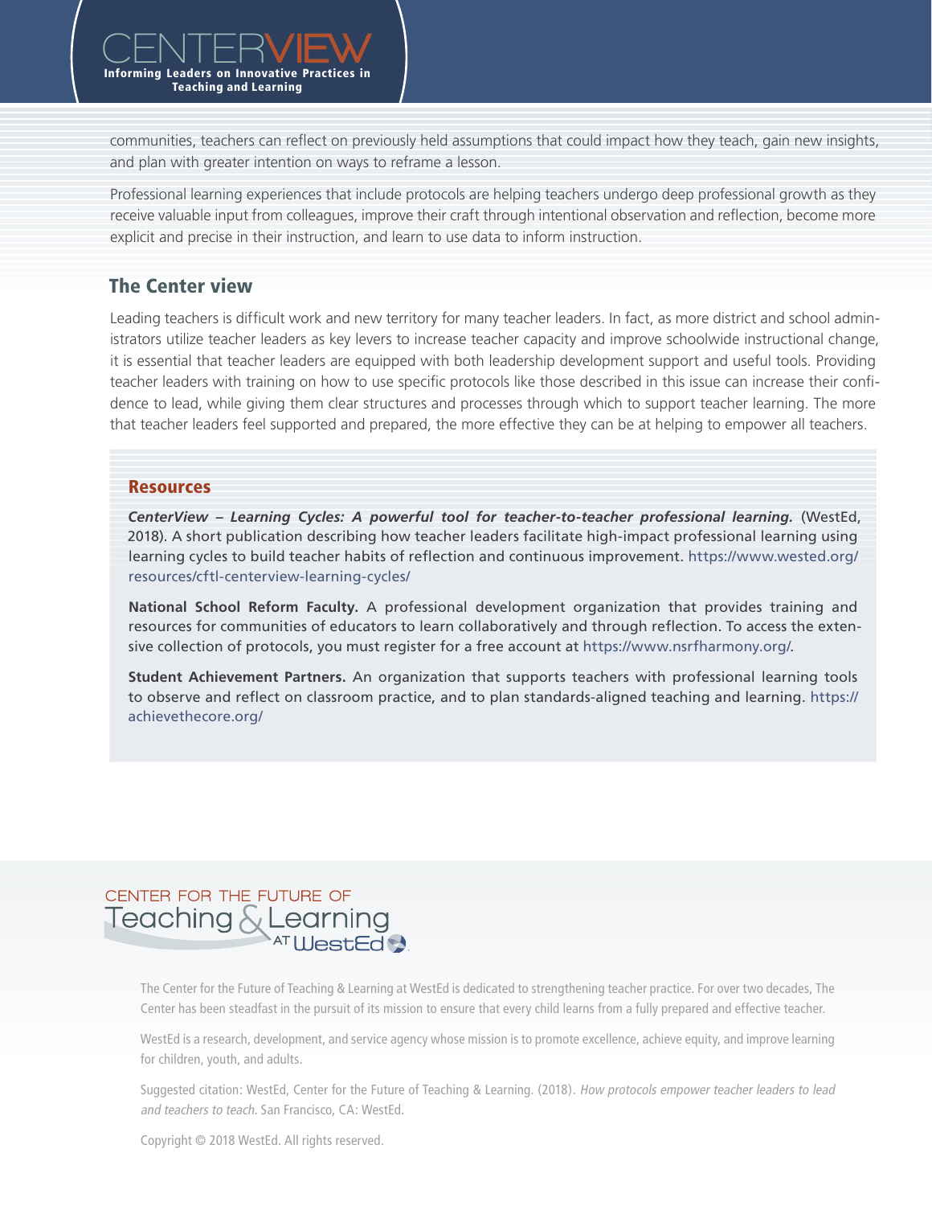communities, teachers can reflect on previously held assumptions that could impact how they teach, gain new insights, and plan with greater intention on ways to reframe a lesson.

Professional learning experiences that include protocols are helping teachers undergo deep professional growth as they receive valuable input from colleagues, improve their craft through intentional observation and reflection, become more explicit and precise in their instruction, and learn to use data to inform instruction.

## The Center view

Leading teachers is difficult work and new territory for many teacher leaders. In fact, as more district and school administrators utilize teacher leaders as key levers to increase teacher capacity and improve schoolwide instructional change, it is essential that teacher leaders are equipped with both leadership development support and useful tools. Providing teacher leaders with training on how to use specific protocols like those described in this issue can increase their confidence to lead, while giving them clear structures and processes through which to support teacher learning. The more that teacher leaders feel supported and prepared, the more effective they can be at helping to empower all teachers.

## Resources

***CenterView – Learning Cycles: A powerful tool for teacher-to-teacher professional learning.*** (WestEd, 2018). A short publication describing how teacher leaders facilitate high-impact professional learning using learning cycles to build teacher habits of reflection and continuous improvement. https://www.wested.org/resources/cftl-centerview-learning-cycles/

**National School Reform Faculty.** A professional development organization that provides training and resources for communities of educators to learn collaboratively and through reflection. To access the extensive collection of protocols, you must register for a free account at https://www.nsrfharmony.org/.

**Student Achievement Partners.** An organization that supports teachers with professional learning tools to observe and reflect on classroom practice, and to plan standards-aligned teaching and learning. https://achievethecore.org/

CENTER FOR THE FUTURE OF Teaching & Learning AT WestEd

The Center for the Future of Teaching & Learning at WestEd is dedicated to strengthening teacher practice. For over two decades, The Center has been steadfast in the pursuit of its mission to ensure that every child learns from a fully prepared and effective teacher.

WestEd is a research, development, and service agency whose mission is to promote excellence, achieve equity, and improve learning for children, youth, and adults.

Suggested citation: WestEd, Center for the Future of Teaching & Learning. (2018). *How protocols empower teacher leaders to lead and teachers to teach.* San Francisco, CA: WestEd.

Copyright © 2018 WestEd. All rights reserved.